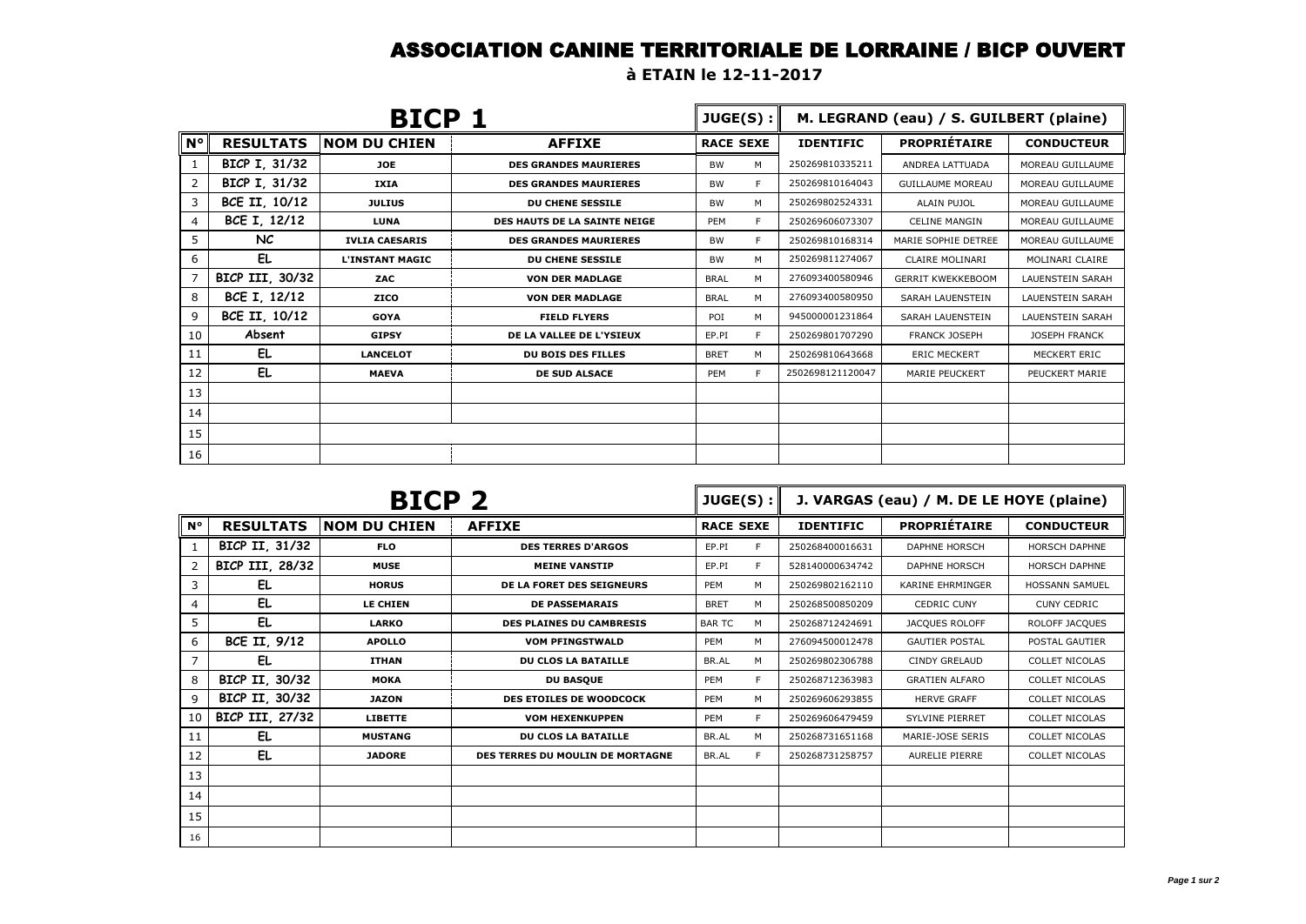# ASSOCIATION CANINE TERRITORIALE DE LORRAINE / BICP OUVERT

**à ETAIN le 12-11-2017**

## BICP 1

**JUGE(S) :** M. LEGRAND (eau) / S. GUILBERT (plaine)

| N° | RESULTATS | NOM DU CHIEN | AFFIXE | RACE | SEXE | IDENTIFIC | PROPRIÉTAIRE | CONDUCTEUR |
|---|---|---|---|---|---|---|---|---|
| 1 | BICP I, 31/32 | JOE | DES GRANDES MAURIERES | BW | M | 250269810335211 | ANDREA LATTUADA | MOREAU GUILLAUME |
| 2 | BICP I, 31/32 | IXIA | DES GRANDES MAURIERES | BW | F | 250269810164043 | GUILLAUME MOREAU | MOREAU GUILLAUME |
| 3 | BCE II, 10/12 | JULIUS | DU CHENE SESSILE | BW | M | 250269802524331 | ALAIN PUJOL | MOREAU GUILLAUME |
| 4 | BCE I, 12/12 | LUNA | DES HAUTS DE LA SAINTE NEIGE | PEM | F | 250269606073307 | CELINE MANGIN | MOREAU GUILLAUME |
| 5 | NC | IVLIA CAESARIS | DES GRANDES MAURIERES | BW | F | 250269810168314 | MARIE SOPHIE DETREE | MOREAU GUILLAUME |
| 6 | EL | L'INSTANT MAGIC | DU CHENE SESSILE | BW | M | 250269811274067 | CLAIRE MOLINARI | MOLINARI CLAIRE |
| 7 | BICP III, 30/32 | ZAC | VON DER MADLAGE | BRAL | M | 276093400580946 | GERRIT KWEKKEBOOM | LAUENSTEIN SARAH |
| 8 | BCE I, 12/12 | ZICO | VON DER MADLAGE | BRAL | M | 276093400580950 | SARAH LAUENSTEIN | LAUENSTEIN SARAH |
| 9 | BCE II, 10/12 | GOYA | FIELD FLYERS | POI | M | 945000001231864 | SARAH LAUENSTEIN | LAUENSTEIN SARAH |
| 10 | Absent | GIPSY | DE LA VALLEE DE L'YSIEUX | EP.PI | F | 250269801707290 | FRANCK JOSEPH | JOSEPH FRANCK |
| 11 | EL | LANCELOT | DU BOIS DES FILLES | BRET | M | 250269810643668 | ERIC MECKERT | MECKERT ERIC |
| 12 | EL | MAEVA | DE SUD ALSACE | PEM | F | 2502698121120047 | MARIE PEUCKERT | PEUCKERT MARIE |
| 13 | | | | | | | | |
| 14 | | | | | | | | |
| 15 | | | | | | | | |
| 16 | | | | | | | | |

## BICP 2

**JUGE(S) :** J. VARGAS (eau) / M. DE LE HOYE (plaine)

| N° | RESULTATS | NOM DU CHIEN | AFFIXE | RACE | SEXE | IDENTIFIC | PROPRIÉTAIRE | CONDUCTEUR |
|---|---|---|---|---|---|---|---|---|
| 1 | BICP II, 31/32 | FLO | DES TERRES D'ARGOS | EP.PI | F | 250268400016631 | DAPHNE HORSCH | HORSCH DAPHNE |
| 2 | BICP III, 28/32 | MUSE | MEINE VANSTIP | EP.PI | F | 528140000634742 | DAPHNE HORSCH | HORSCH DAPHNE |
| 3 | EL | HORUS | DE LA FORET DES SEIGNEURS | PEM | M | 250269802162110 | KARINE EHRMINGER | HOSSANN SAMUEL |
| 4 | EL | LE CHIEN | DE PASSEMARAIS | BRET | M | 250268500850209 | CEDRIC CUNY | CUNY CEDRIC |
| 5 | EL | LARKO | DES PLAINES DU CAMBRESIS | BAR TC | M | 250268712424691 | JACQUES ROLOFF | ROLOFF JACQUES |
| 6 | BCE II, 9/12 | APOLLO | VOM PFINGSTWALD | PEM | M | 276094500012478 | GAUTIER POSTAL | POSTAL GAUTIER |
| 7 | EL | ITHAN | DU CLOS LA BATAILLE | BR.AL | M | 250269802306788 | CINDY GRELAUD | COLLET NICOLAS |
| 8 | BICP II, 30/32 | MOKA | DU BASQUE | PEM | F | 250268712363983 | GRATIEN ALFARO | COLLET NICOLAS |
| 9 | BICP II, 30/32 | JAZON | DES ETOILES DE WOODCOCK | PEM | M | 250269606293855 | HERVE GRAFF | COLLET NICOLAS |
| 10 | BICP III, 27/32 | LIBETTE | VOM HEXENKUPPEN | PEM | F | 250269606479459 | SYLVINE PIERRET | COLLET NICOLAS |
| 11 | EL | MUSTANG | DU CLOS LA BATAILLE | BR.AL | M | 250268731651168 | MARIE-JOSE SERIS | COLLET NICOLAS |
| 12 | EL | JADORE | DES TERRES DU MOULIN DE MORTAGNE | BR.AL | F | 250268731258757 | AURELIE PIERRE | COLLET NICOLAS |
| 13 | | | | | | | | |
| 14 | | | | | | | | |
| 15 | | | | | | | | |
| 16 | | | | | | | | |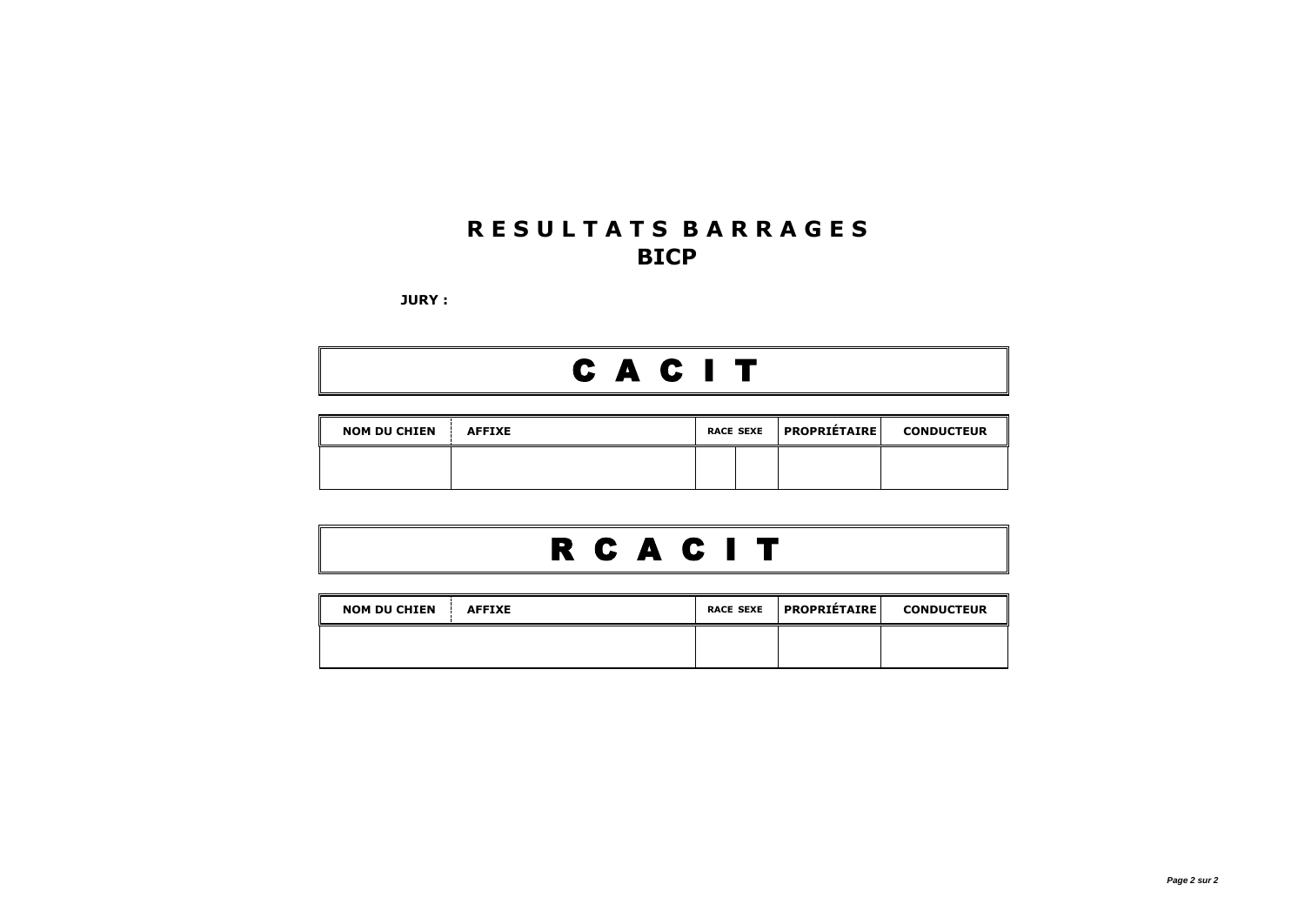# R E S U L T A T S B A R R A G E S
# BICP

**JURY :**

## C A C I T

| NOM DU CHIEN | AFFIXE | RACE | SEXE | PROPRIÉTAIRE | CONDUCTEUR |
| --- | --- | --- | --- | --- | --- |
| | | | | | |

## R C A C I T

| NOM DU CHIEN | AFFIXE | RACE SEXE | PROPRIÉTAIRE | CONDUCTEUR |
| --- | --- | --- | --- | --- |
| | | | | |